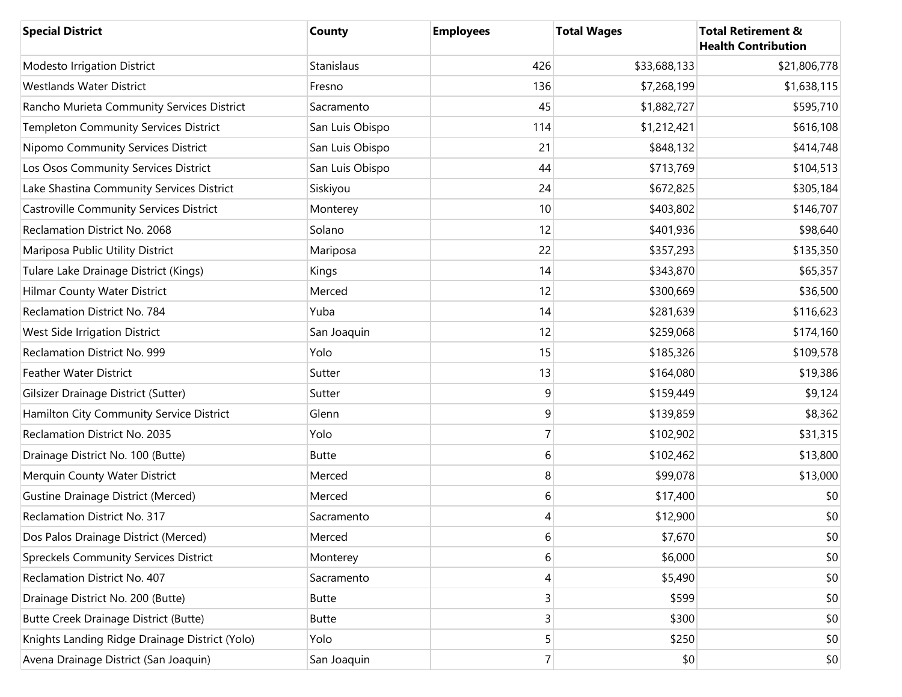| Special District | County | Employees | Total Wages | Total Retirement & Health Contribution |
|---|---|---|---|---|
| Modesto Irrigation District | Stanislaus | 426 | $33,688,133 | $21,806,778 |
| Westlands Water District | Fresno | 136 | $7,268,199 | $1,638,115 |
| Rancho Murieta Community Services District | Sacramento | 45 | $1,882,727 | $595,710 |
| Templeton Community Services District | San Luis Obispo | 114 | $1,212,421 | $616,108 |
| Nipomo Community Services District | San Luis Obispo | 21 | $848,132 | $414,748 |
| Los Osos Community Services District | San Luis Obispo | 44 | $713,769 | $104,513 |
| Lake Shastina Community Services District | Siskiyou | 24 | $672,825 | $305,184 |
| Castroville Community Services District | Monterey | 10 | $403,802 | $146,707 |
| Reclamation District No. 2068 | Solano | 12 | $401,936 | $98,640 |
| Mariposa Public Utility District | Mariposa | 22 | $357,293 | $135,350 |
| Tulare Lake Drainage District (Kings) | Kings | 14 | $343,870 | $65,357 |
| Hilmar County Water District | Merced | 12 | $300,669 | $36,500 |
| Reclamation District No. 784 | Yuba | 14 | $281,639 | $116,623 |
| West Side Irrigation District | San Joaquin | 12 | $259,068 | $174,160 |
| Reclamation District No. 999 | Yolo | 15 | $185,326 | $109,578 |
| Feather Water District | Sutter | 13 | $164,080 | $19,386 |
| Gilsizer Drainage District (Sutter) | Sutter | 9 | $159,449 | $9,124 |
| Hamilton City Community Service District | Glenn | 9 | $139,859 | $8,362 |
| Reclamation District No. 2035 | Yolo | 7 | $102,902 | $31,315 |
| Drainage District No. 100 (Butte) | Butte | 6 | $102,462 | $13,800 |
| Merquin County Water District | Merced | 8 | $99,078 | $13,000 |
| Gustine Drainage District (Merced) | Merced | 6 | $17,400 | $0 |
| Reclamation District No. 317 | Sacramento | 4 | $12,900 | $0 |
| Dos Palos Drainage District (Merced) | Merced | 6 | $7,670 | $0 |
| Spreckels Community Services District | Monterey | 6 | $6,000 | $0 |
| Reclamation District No. 407 | Sacramento | 4 | $5,490 | $0 |
| Drainage District No. 200 (Butte) | Butte | 3 | $599 | $0 |
| Butte Creek Drainage District (Butte) | Butte | 3 | $300 | $0 |
| Knights Landing Ridge Drainage District (Yolo) | Yolo | 5 | $250 | $0 |
| Avena Drainage District (San Joaquin) | San Joaquin | 7 | $0 | $0 |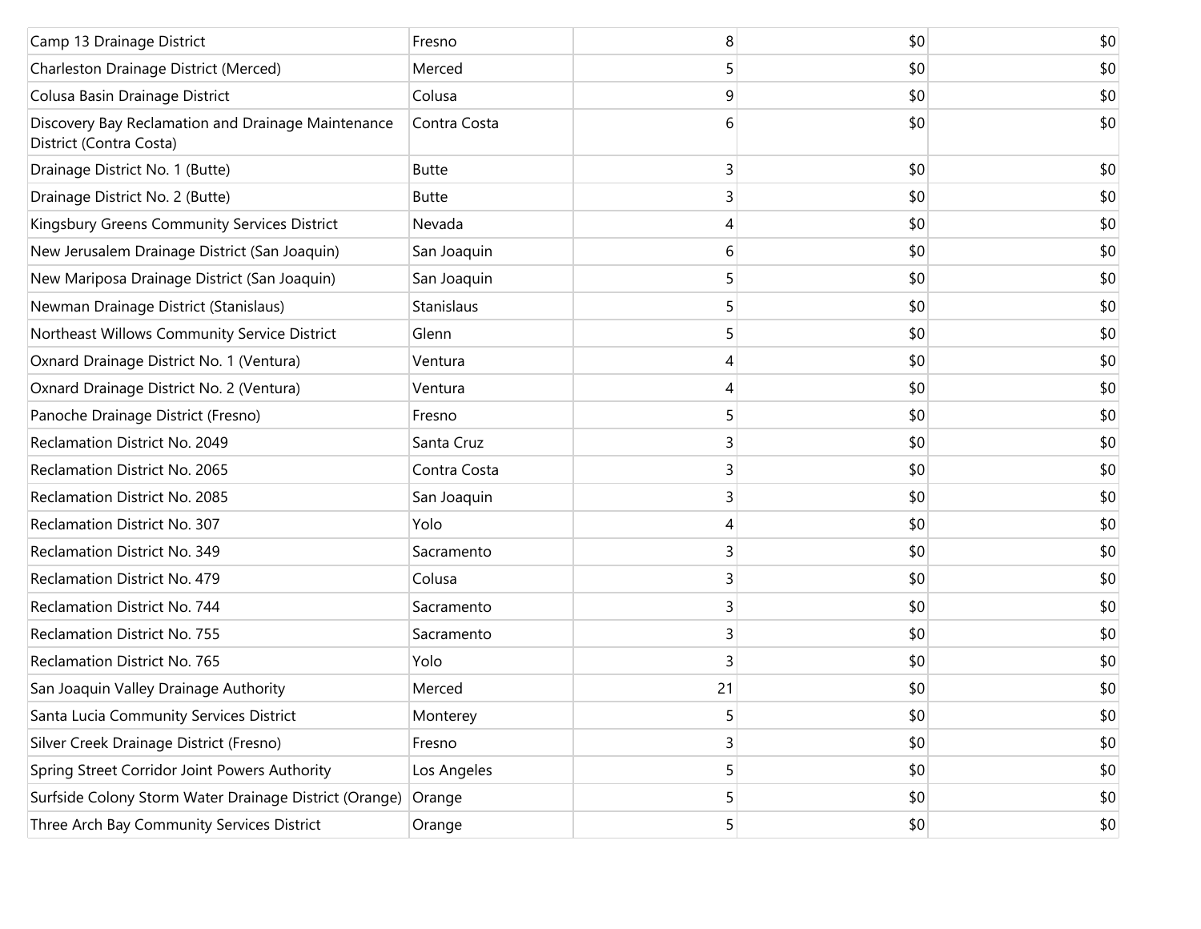| | | | | |
|---|---|---|---|---|
| Camp 13 Drainage District | Fresno | 8 | $0 | $0 |
| Charleston Drainage District (Merced) | Merced | 5 | $0 | $0 |
| Colusa Basin Drainage District | Colusa | 9 | $0 | $0 |
| Discovery Bay Reclamation and Drainage Maintenance District (Contra Costa) | Contra Costa | 6 | $0 | $0 |
| Drainage District No. 1 (Butte) | Butte | 3 | $0 | $0 |
| Drainage District No. 2 (Butte) | Butte | 3 | $0 | $0 |
| Kingsbury Greens Community Services District | Nevada | 4 | $0 | $0 |
| New Jerusalem Drainage District (San Joaquin) | San Joaquin | 6 | $0 | $0 |
| New Mariposa Drainage District (San Joaquin) | San Joaquin | 5 | $0 | $0 |
| Newman Drainage District (Stanislaus) | Stanislaus | 5 | $0 | $0 |
| Northeast Willows Community Service District | Glenn | 5 | $0 | $0 |
| Oxnard Drainage District No. 1 (Ventura) | Ventura | 4 | $0 | $0 |
| Oxnard Drainage District No. 2 (Ventura) | Ventura | 4 | $0 | $0 |
| Panoche Drainage District (Fresno) | Fresno | 5 | $0 | $0 |
| Reclamation District No. 2049 | Santa Cruz | 3 | $0 | $0 |
| Reclamation District No. 2065 | Contra Costa | 3 | $0 | $0 |
| Reclamation District No. 2085 | San Joaquin | 3 | $0 | $0 |
| Reclamation District No. 307 | Yolo | 4 | $0 | $0 |
| Reclamation District No. 349 | Sacramento | 3 | $0 | $0 |
| Reclamation District No. 479 | Colusa | 3 | $0 | $0 |
| Reclamation District No. 744 | Sacramento | 3 | $0 | $0 |
| Reclamation District No. 755 | Sacramento | 3 | $0 | $0 |
| Reclamation District No. 765 | Yolo | 3 | $0 | $0 |
| San Joaquin Valley Drainage Authority | Merced | 21 | $0 | $0 |
| Santa Lucia Community Services District | Monterey | 5 | $0 | $0 |
| Silver Creek Drainage District (Fresno) | Fresno | 3 | $0 | $0 |
| Spring Street Corridor Joint Powers Authority | Los Angeles | 5 | $0 | $0 |
| Surfside Colony Storm Water Drainage District (Orange) | Orange | 5 | $0 | $0 |
| Three Arch Bay Community Services District | Orange | 5 | $0 | $0 |